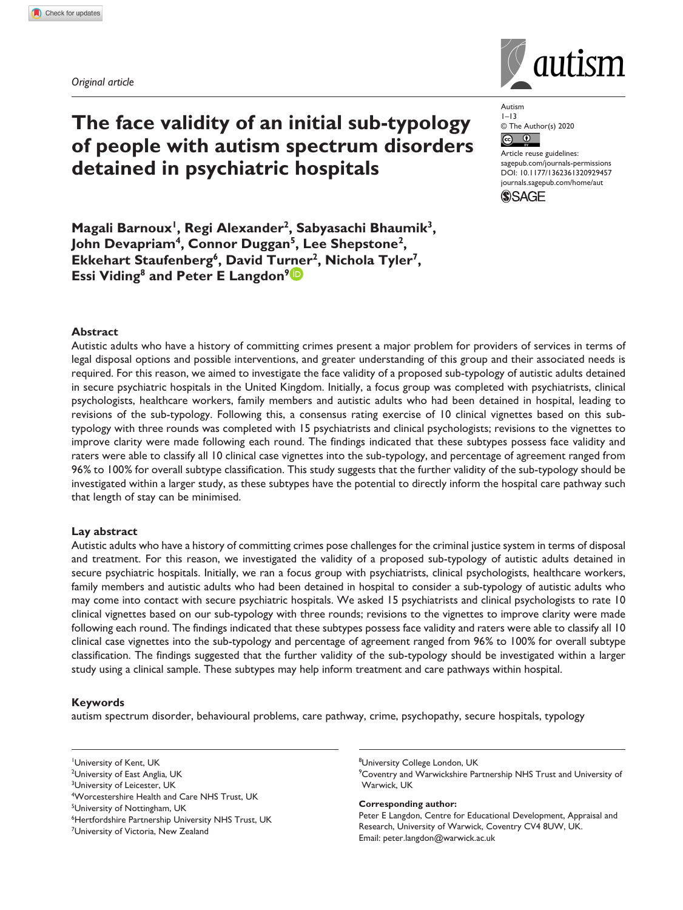*Original article*

# The face validity of an initial sub-typology of people with autism spectrum disorders detained in psychiatric hospitals

Autism
1–13
© The Author(s) 2020
Article reuse guidelines: sagepub.com/journals-permissions
DOI: 10.1177/1362361320929457
journals.sagepub.com/home/aut

**Magali Barnoux[1], Regi Alexander[2], Sabyasachi Bhaumik[3], John Devapriam[4], Connor Duggan[5], Lee Shepstone[2], Ekkehart Staufenberg[6], David Turner[2], Nichola Tyler[7], Essi Viding[8] and Peter E Langdon[9]**

## Abstract

Autistic adults who have a history of committing crimes present a major problem for providers of services in terms of legal disposal options and possible interventions, and greater understanding of this group and their associated needs is required. For this reason, we aimed to investigate the face validity of a proposed sub-typology of autistic adults detained in secure psychiatric hospitals in the United Kingdom. Initially, a focus group was completed with psychiatrists, clinical psychologists, healthcare workers, family members and autistic adults who had been detained in hospital, leading to revisions of the sub-typology. Following this, a consensus rating exercise of 10 clinical vignettes based on this sub-typology with three rounds was completed with 15 psychiatrists and clinical psychologists; revisions to the vignettes to improve clarity were made following each round. The findings indicated that these subtypes possess face validity and raters were able to classify all 10 clinical case vignettes into the sub-typology, and percentage of agreement ranged from 96% to 100% for overall subtype classification. This study suggests that the further validity of the sub-typology should be investigated within a larger study, as these subtypes have the potential to directly inform the hospital care pathway such that length of stay can be minimised.

## Lay abstract

Autistic adults who have a history of committing crimes pose challenges for the criminal justice system in terms of disposal and treatment. For this reason, we investigated the validity of a proposed sub-typology of autistic adults detained in secure psychiatric hospitals. Initially, we ran a focus group with psychiatrists, clinical psychologists, healthcare workers, family members and autistic adults who had been detained in hospital to consider a sub-typology of autistic adults who may come into contact with secure psychiatric hospitals. We asked 15 psychiatrists and clinical psychologists to rate 10 clinical vignettes based on our sub-typology with three rounds; revisions to the vignettes to improve clarity were made following each round. The findings indicated that these subtypes possess face validity and raters were able to classify all 10 clinical case vignettes into the sub-typology and percentage of agreement ranged from 96% to 100% for overall subtype classification. The findings suggested that the further validity of the sub-typology should be investigated within a larger study using a clinical sample. These subtypes may help inform treatment and care pathways within hospital.

## Keywords

autism spectrum disorder, behavioural problems, care pathway, crime, psychopathy, secure hospitals, typology

[1]University of Kent, UK
[2]University of East Anglia, UK
[3]University of Leicester, UK
[4]Worcestershire Health and Care NHS Trust, UK
[5]University of Nottingham, UK
[6]Hertfordshire Partnership University NHS Trust, UK
[7]University of Victoria, New Zealand
[8]University College London, UK
[9]Coventry and Warwickshire Partnership NHS Trust and University of Warwick, UK

**Corresponding author:**
Peter E Langdon, Centre for Educational Development, Appraisal and Research, University of Warwick, Coventry CV4 8UW, UK.
Email: peter.langdon@warwick.ac.uk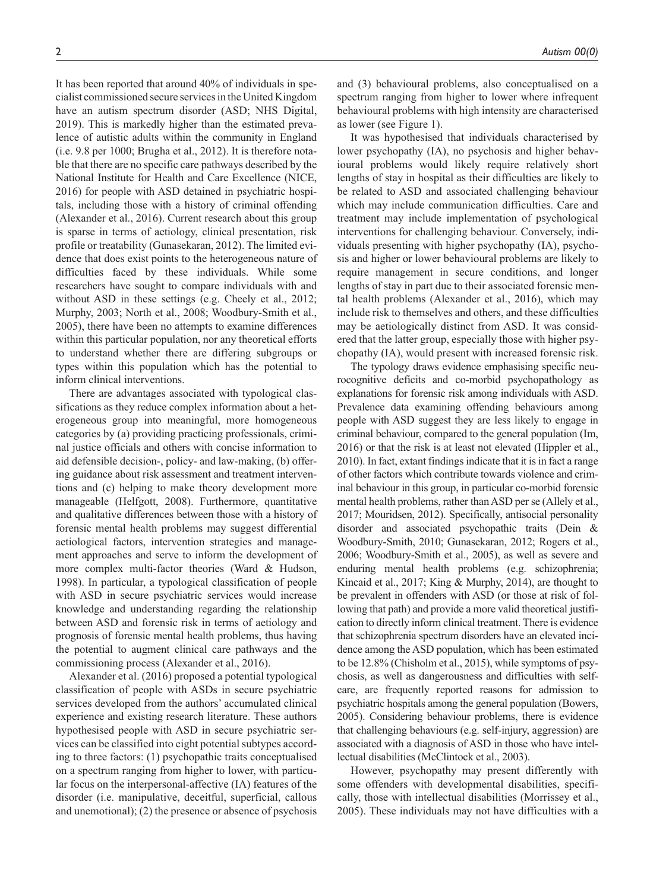It has been reported that around 40% of individuals in specialist commissioned secure services in the United Kingdom have an autism spectrum disorder (ASD; NHS Digital, 2019). This is markedly higher than the estimated prevalence of autistic adults within the community in England (i.e. 9.8 per 1000; Brugha et al., 2012). It is therefore notable that there are no specific care pathways described by the National Institute for Health and Care Excellence (NICE, 2016) for people with ASD detained in psychiatric hospitals, including those with a history of criminal offending (Alexander et al., 2016). Current research about this group is sparse in terms of aetiology, clinical presentation, risk profile or treatability (Gunasekaran, 2012). The limited evidence that does exist points to the heterogeneous nature of difficulties faced by these individuals. While some researchers have sought to compare individuals with and without ASD in these settings (e.g. Cheely et al., 2012; Murphy, 2003; North et al., 2008; Woodbury-Smith et al., 2005), there have been no attempts to examine differences within this particular population, nor any theoretical efforts to understand whether there are differing subgroups or types within this population which has the potential to inform clinical interventions.

There are advantages associated with typological classifications as they reduce complex information about a heterogeneous group into meaningful, more homogeneous categories by (a) providing practicing professionals, criminal justice officials and others with concise information to aid defensible decision-, policy- and law-making, (b) offering guidance about risk assessment and treatment interventions and (c) helping to make theory development more manageable (Helfgott, 2008). Furthermore, quantitative and qualitative differences between those with a history of forensic mental health problems may suggest differential aetiological factors, intervention strategies and management approaches and serve to inform the development of more complex multi-factor theories (Ward & Hudson, 1998). In particular, a typological classification of people with ASD in secure psychiatric services would increase knowledge and understanding regarding the relationship between ASD and forensic risk in terms of aetiology and prognosis of forensic mental health problems, thus having the potential to augment clinical care pathways and the commissioning process (Alexander et al., 2016).

Alexander et al. (2016) proposed a potential typological classification of people with ASDs in secure psychiatric services developed from the authors' accumulated clinical experience and existing research literature. These authors hypothesised people with ASD in secure psychiatric services can be classified into eight potential subtypes according to three factors: (1) psychopathic traits conceptualised on a spectrum ranging from higher to lower, with particular focus on the interpersonal-affective (IA) features of the disorder (i.e. manipulative, deceitful, superficial, callous and unemotional); (2) the presence or absence of psychosis and (3) behavioural problems, also conceptualised on a spectrum ranging from higher to lower where infrequent behavioural problems with high intensity are characterised as lower (see Figure 1).

It was hypothesised that individuals characterised by lower psychopathy (IA), no psychosis and higher behavioural problems would likely require relatively short lengths of stay in hospital as their difficulties are likely to be related to ASD and associated challenging behaviour which may include communication difficulties. Care and treatment may include implementation of psychological interventions for challenging behaviour. Conversely, individuals presenting with higher psychopathy (IA), psychosis and higher or lower behavioural problems are likely to require management in secure conditions, and longer lengths of stay in part due to their associated forensic mental health problems (Alexander et al., 2016), which may include risk to themselves and others, and these difficulties may be aetiologically distinct from ASD. It was considered that the latter group, especially those with higher psychopathy (IA), would present with increased forensic risk.

The typology draws evidence emphasising specific neurocognitive deficits and co-morbid psychopathology as explanations for forensic risk among individuals with ASD. Prevalence data examining offending behaviours among people with ASD suggest they are less likely to engage in criminal behaviour, compared to the general population (Im, 2016) or that the risk is at least not elevated (Hippler et al., 2010). In fact, extant findings indicate that it is in fact a range of other factors which contribute towards violence and criminal behaviour in this group, in particular co-morbid forensic mental health problems, rather than ASD per se (Allely et al., 2017; Mouridsen, 2012). Specifically, antisocial personality disorder and associated psychopathic traits (Dein & Woodbury-Smith, 2010; Gunasekaran, 2012; Rogers et al., 2006; Woodbury-Smith et al., 2005), as well as severe and enduring mental health problems (e.g. schizophrenia; Kincaid et al., 2017; King & Murphy, 2014), are thought to be prevalent in offenders with ASD (or those at risk of following that path) and provide a more valid theoretical justification to directly inform clinical treatment. There is evidence that schizophrenia spectrum disorders have an elevated incidence among the ASD population, which has been estimated to be 12.8% (Chisholm et al., 2015), while symptoms of psychosis, as well as dangerousness and difficulties with self-care, are frequently reported reasons for admission to psychiatric hospitals among the general population (Bowers, 2005). Considering behaviour problems, there is evidence that challenging behaviours (e.g. self-injury, aggression) are associated with a diagnosis of ASD in those who have intellectual disabilities (McClintock et al., 2003).

However, psychopathy may present differently with some offenders with developmental disabilities, specifically, those with intellectual disabilities (Morrissey et al., 2005). These individuals may not have difficulties with a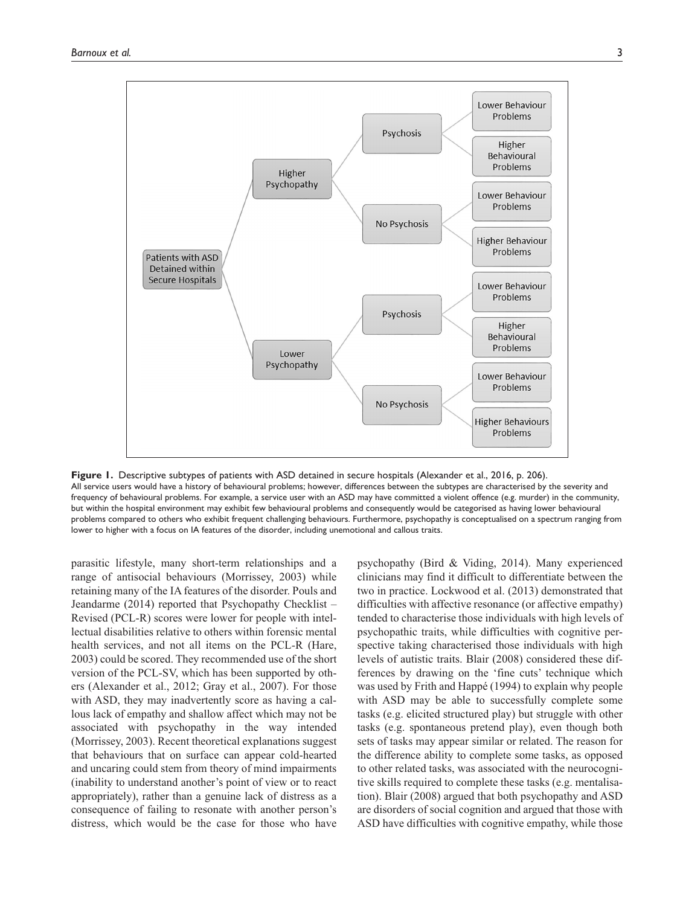- Patients with ASD Detained within Secure Hospitals
  - Higher Psychopathy
    - Psychosis
      - Lower Behaviour Problems
      - Higher Behavioural Problems
    - No Psychosis
      - Lower Behaviour Problems
      - Higher Behaviour Problems
  - Lower Psychopathy
    - Psychosis
      - Lower Behaviour Problems
      - Higher Behavioural Problems
    - No Psychosis
      - Lower Behaviour Problems
      - Higher Behaviours Problems

**Figure 1.** Descriptive subtypes of patients with ASD detained in secure hospitals (Alexander et al., 2016, p. 206).
All service users would have a history of behavioural problems; however, differences between the subtypes are characterised by the severity and frequency of behavioural problems. For example, a service user with an ASD may have committed a violent offence (e.g. murder) in the community, but within the hospital environment may exhibit few behavioural problems and consequently would be categorised as having lower behavioural problems compared to others who exhibit frequent challenging behaviours. Furthermore, psychopathy is conceptualised on a spectrum ranging from lower to higher with a focus on IA features of the disorder, including unemotional and callous traits.

parasitic lifestyle, many short-term relationships and a range of antisocial behaviours (Morrissey, 2003) while retaining many of the IA features of the disorder. Pouls and Jeandarme (2014) reported that Psychopathy Checklist – Revised (PCL-R) scores were lower for people with intellectual disabilities relative to others within forensic mental health services, and not all items on the PCL-R (Hare, 2003) could be scored. They recommended use of the short version of the PCL-SV, which has been supported by others (Alexander et al., 2012; Gray et al., 2007). For those with ASD, they may inadvertently score as having a callous lack of empathy and shallow affect which may not be associated with psychopathy in the way intended (Morrissey, 2003). Recent theoretical explanations suggest that behaviours that on surface can appear cold-hearted and uncaring could stem from theory of mind impairments (inability to understand another's point of view or to react appropriately), rather than a genuine lack of distress as a consequence of failing to resonate with another person's distress, which would be the case for those who have psychopathy (Bird & Viding, 2014). Many experienced clinicians may find it difficult to differentiate between the two in practice. Lockwood et al. (2013) demonstrated that difficulties with affective resonance (or affective empathy) tended to characterise those individuals with high levels of psychopathic traits, while difficulties with cognitive perspective taking characterised those individuals with high levels of autistic traits. Blair (2008) considered these differences by drawing on the 'fine cuts' technique which was used by Frith and Happé (1994) to explain why people with ASD may be able to successfully complete some tasks (e.g. elicited structured play) but struggle with other tasks (e.g. spontaneous pretend play), even though both sets of tasks may appear similar or related. The reason for the difference ability to complete some tasks, as opposed to other related tasks, was associated with the neurocognitive skills required to complete these tasks (e.g. mentalisation). Blair (2008) argued that both psychopathy and ASD are disorders of social cognition and argued that those with ASD have difficulties with cognitive empathy, while those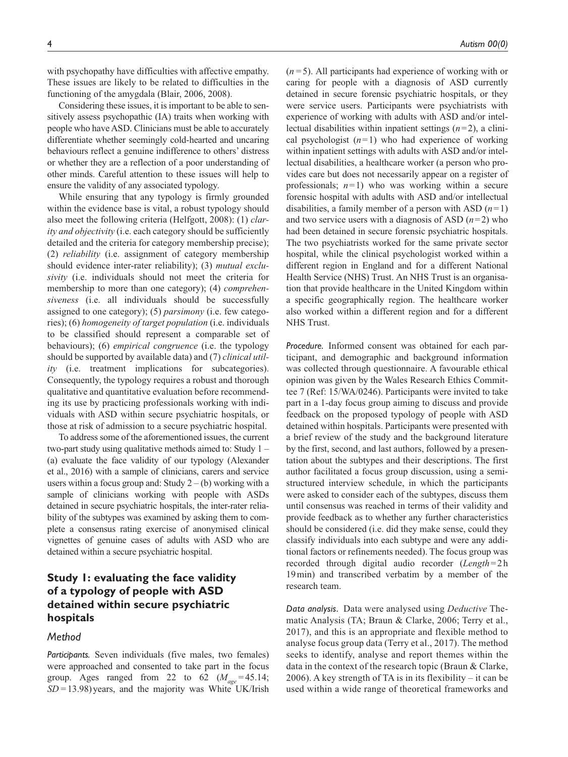with psychopathy have difficulties with affective empathy. These issues are likely to be related to difficulties in the functioning of the amygdala (Blair, 2006, 2008).

Considering these issues, it is important to be able to sensitively assess psychopathic (IA) traits when working with people who have ASD. Clinicians must be able to accurately differentiate whether seemingly cold-hearted and uncaring behaviours reflect a genuine indifference to others' distress or whether they are a reflection of a poor understanding of other minds. Careful attention to these issues will help to ensure the validity of any associated typology.

While ensuring that any typology is firmly grounded within the evidence base is vital, a robust typology should also meet the following criteria (Helfgott, 2008): (1) *clarity and objectivity* (i.e. each category should be sufficiently detailed and the criteria for category membership precise); (2) *reliability* (i.e. assignment of category membership should evidence inter-rater reliability); (3) *mutual exclusivity* (i.e. individuals should not meet the criteria for membership to more than one category); (4) *comprehensiveness* (i.e. all individuals should be successfully assigned to one category); (5) *parsimony* (i.e. few categories); (6) *homogeneity of target population* (i.e. individuals to be classified should represent a comparable set of behaviours); (6) *empirical congruence* (i.e. the typology should be supported by available data) and (7) *clinical utility* (i.e. treatment implications for subcategories). Consequently, the typology requires a robust and thorough qualitative and quantitative evaluation before recommending its use by practicing professionals working with individuals with ASD within secure psychiatric hospitals, or those at risk of admission to a secure psychiatric hospital.

To address some of the aforementioned issues, the current two-part study using qualitative methods aimed to: Study 1 – (a) evaluate the face validity of our typology (Alexander et al., 2016) with a sample of clinicians, carers and service users within a focus group and: Study 2 – (b) working with a sample of clinicians working with people with ASDs detained in secure psychiatric hospitals, the inter-rater reliability of the subtypes was examined by asking them to complete a consensus rating exercise of anonymised clinical vignettes of genuine cases of adults with ASD who are detained within a secure psychiatric hospital.

## Study 1: evaluating the face validity of a typology of people with ASD detained within secure psychiatric hospitals

### Method

*Participants.* Seven individuals (five males, two females) were approached and consented to take part in the focus group. Ages ranged from 22 to 62 ($M_{age}$ = 45.14; $SD$ = 13.98) years, and the majority was White UK/Irish ($n$ = 5). All participants had experience of working with or caring for people with a diagnosis of ASD currently detained in secure forensic psychiatric hospitals, or they were service users. Participants were psychiatrists with experience of working with adults with ASD and/or intellectual disabilities within inpatient settings ($n$ = 2), a clinical psychologist ($n$ = 1) who had experience of working within inpatient settings with adults with ASD and/or intellectual disabilities, a healthcare worker (a person who provides care but does not necessarily appear on a register of professionals; $n$ = 1) who was working within a secure forensic hospital with adults with ASD and/or intellectual disabilities, a family member of a person with ASD ($n$ = 1) and two service users with a diagnosis of ASD ($n$ = 2) who had been detained in secure forensic psychiatric hospitals. The two psychiatrists worked for the same private sector hospital, while the clinical psychologist worked within a different region in England and for a different National Health Service (NHS) Trust. An NHS Trust is an organisation that provide healthcare in the United Kingdom within a specific geographically region. The healthcare worker also worked within a different region and for a different NHS Trust.

*Procedure.* Informed consent was obtained for each participant, and demographic and background information was collected through questionnaire. A favourable ethical opinion was given by the Wales Research Ethics Committee 7 (Ref: 15/WA/0246). Participants were invited to take part in a 1-day focus group aiming to discuss and provide feedback on the proposed typology of people with ASD detained within hospitals. Participants were presented with a brief review of the study and the background literature by the first, second, and last authors, followed by a presentation about the subtypes and their descriptions. The first author facilitated a focus group discussion, using a semi-structured interview schedule, in which the participants were asked to consider each of the subtypes, discuss them until consensus was reached in terms of their validity and provide feedback as to whether any further characteristics should be considered (i.e. did they make sense, could they classify individuals into each subtype and were any additional factors or refinements needed). The focus group was recorded through digital audio recorder (*Length* = 2 h 19 min) and transcribed verbatim by a member of the research team.

*Data analysis.* Data were analysed using *Deductive* Thematic Analysis (TA; Braun & Clarke, 2006; Terry et al., 2017), and this is an appropriate and flexible method to analyse focus group data (Terry et al., 2017). The method seeks to identify, analyse and report themes within the data in the context of the research topic (Braun & Clarke, 2006). A key strength of TA is in its flexibility – it can be used within a wide range of theoretical frameworks and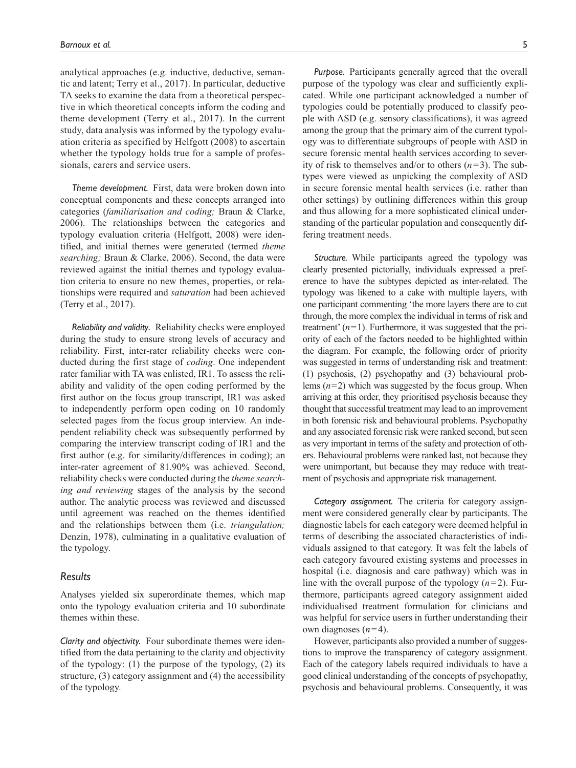analytical approaches (e.g. inductive, deductive, semantic and latent; Terry et al., 2017). In particular, deductive TA seeks to examine the data from a theoretical perspective in which theoretical concepts inform the coding and theme development (Terry et al., 2017). In the current study, data analysis was informed by the typology evaluation criteria as specified by Helfgott (2008) to ascertain whether the typology holds true for a sample of professionals, carers and service users.

*Theme development.* First, data were broken down into conceptual components and these concepts arranged into categories (*familiarisation and coding;* Braun & Clarke, 2006). The relationships between the categories and typology evaluation criteria (Helfgott, 2008) were identified, and initial themes were generated (termed *theme searching;* Braun & Clarke, 2006). Second, the data were reviewed against the initial themes and typology evaluation criteria to ensure no new themes, properties, or relationships were required and *saturation* had been achieved (Terry et al., 2017).

*Reliability and validity.* Reliability checks were employed during the study to ensure strong levels of accuracy and reliability. First, inter-rater reliability checks were conducted during the first stage of *coding*. One independent rater familiar with TA was enlisted, IR1. To assess the reliability and validity of the open coding performed by the first author on the focus group transcript, IR1 was asked to independently perform open coding on 10 randomly selected pages from the focus group interview. An independent reliability check was subsequently performed by comparing the interview transcript coding of IR1 and the first author (e.g. for similarity/differences in coding); an inter-rater agreement of 81.90% was achieved. Second, reliability checks were conducted during the *theme searching and reviewing* stages of the analysis by the second author. The analytic process was reviewed and discussed until agreement was reached on the themes identified and the relationships between them (i.e. *triangulation;* Denzin, 1978), culminating in a qualitative evaluation of the typology.

## Results

Analyses yielded six superordinate themes, which map onto the typology evaluation criteria and 10 subordinate themes within these.

*Clarity and objectivity.* Four subordinate themes were identified from the data pertaining to the clarity and objectivity of the typology: (1) the purpose of the typology, (2) its structure, (3) category assignment and (4) the accessibility of the typology.

*Purpose.* Participants generally agreed that the overall purpose of the typology was clear and sufficiently explicated. While one participant acknowledged a number of typologies could be potentially produced to classify people with ASD (e.g. sensory classifications), it was agreed among the group that the primary aim of the current typology was to differentiate subgroups of people with ASD in secure forensic mental health services according to severity of risk to themselves and/or to others ($n=3$). The subtypes were viewed as unpicking the complexity of ASD in secure forensic mental health services (i.e. rather than other settings) by outlining differences within this group and thus allowing for a more sophisticated clinical understanding of the particular population and consequently differing treatment needs.

*Structure.* While participants agreed the typology was clearly presented pictorially, individuals expressed a preference to have the subtypes depicted as inter-related. The typology was likened to a cake with multiple layers, with one participant commenting 'the more layers there are to cut through, the more complex the individual in terms of risk and treatment' ($n=1$). Furthermore, it was suggested that the priority of each of the factors needed to be highlighted within the diagram. For example, the following order of priority was suggested in terms of understanding risk and treatment: (1) psychosis, (2) psychopathy and (3) behavioural problems ($n=2$) which was suggested by the focus group. When arriving at this order, they prioritised psychosis because they thought that successful treatment may lead to an improvement in both forensic risk and behavioural problems. Psychopathy and any associated forensic risk were ranked second, but seen as very important in terms of the safety and protection of others. Behavioural problems were ranked last, not because they were unimportant, but because they may reduce with treatment of psychosis and appropriate risk management.

*Category assignment.* The criteria for category assignment were considered generally clear by participants. The diagnostic labels for each category were deemed helpful in terms of describing the associated characteristics of individuals assigned to that category. It was felt the labels of each category favoured existing systems and processes in hospital (i.e. diagnosis and care pathway) which was in line with the overall purpose of the typology ($n=2$). Furthermore, participants agreed category assignment aided individualised treatment formulation for clinicians and was helpful for service users in further understanding their own diagnoses ($n=4$).

However, participants also provided a number of suggestions to improve the transparency of category assignment. Each of the category labels required individuals to have a good clinical understanding of the concepts of psychopathy, psychosis and behavioural problems. Consequently, it was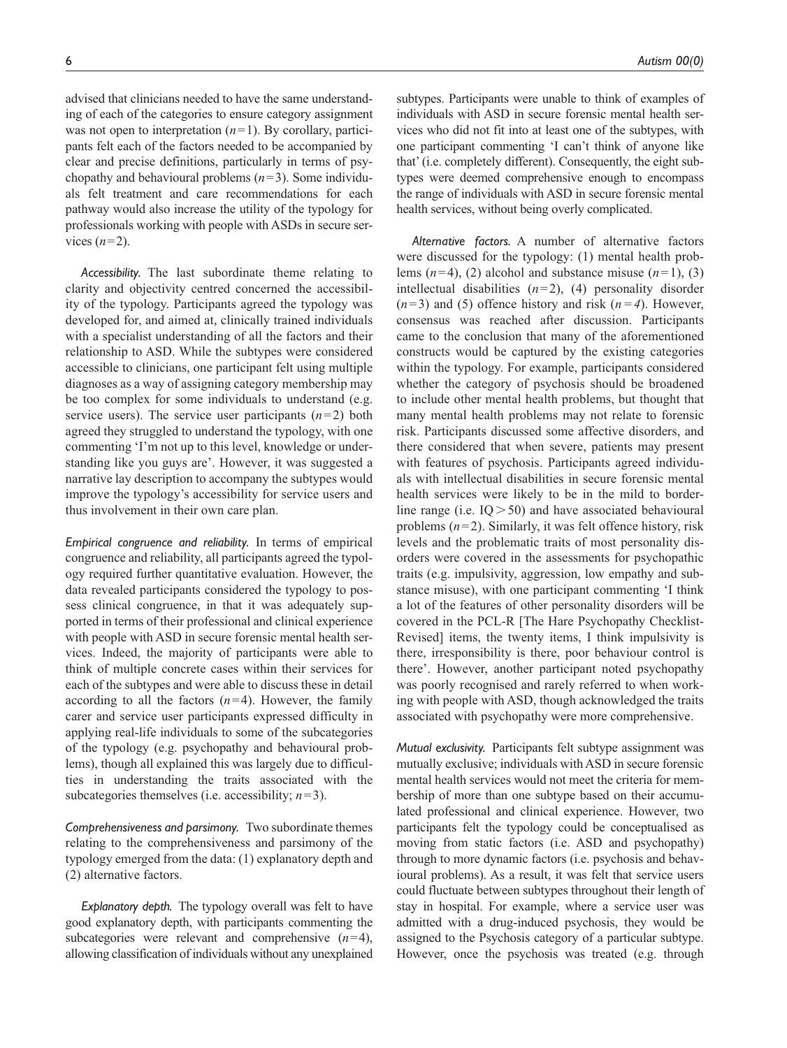advised that clinicians needed to have the same understanding of each of the categories to ensure category assignment was not open to interpretation ($n=1$). By corollary, participants felt each of the factors needed to be accompanied by clear and precise definitions, particularly in terms of psychopathy and behavioural problems ($n=3$). Some individuals felt treatment and care recommendations for each pathway would also increase the utility of the typology for professionals working with people with ASDs in secure services ($n=2$).

*Accessibility.* The last subordinate theme relating to clarity and objectivity centred concerned the accessibility of the typology. Participants agreed the typology was developed for, and aimed at, clinically trained individuals with a specialist understanding of all the factors and their relationship to ASD. While the subtypes were considered accessible to clinicians, one participant felt using multiple diagnoses as a way of assigning category membership may be too complex for some individuals to understand (e.g. service users). The service user participants ($n=2$) both agreed they struggled to understand the typology, with one commenting 'I'm not up to this level, knowledge or understanding like you guys are'. However, it was suggested a narrative lay description to accompany the subtypes would improve the typology's accessibility for service users and thus involvement in their own care plan.

*Empirical congruence and reliability.* In terms of empirical congruence and reliability, all participants agreed the typology required further quantitative evaluation. However, the data revealed participants considered the typology to possess clinical congruence, in that it was adequately supported in terms of their professional and clinical experience with people with ASD in secure forensic mental health services. Indeed, the majority of participants were able to think of multiple concrete cases within their services for each of the subtypes and were able to discuss these in detail according to all the factors ($n=4$). However, the family carer and service user participants expressed difficulty in applying real-life individuals to some of the subcategories of the typology (e.g. psychopathy and behavioural problems), though all explained this was largely due to difficulties in understanding the traits associated with the subcategories themselves (i.e. accessibility; $n=3$).

*Comprehensiveness and parsimony.* Two subordinate themes relating to the comprehensiveness and parsimony of the typology emerged from the data: (1) explanatory depth and (2) alternative factors.

*Explanatory depth.* The typology overall was felt to have good explanatory depth, with participants commenting the subcategories were relevant and comprehensive ($n=4$), allowing classification of individuals without any unexplained subtypes. Participants were unable to think of examples of individuals with ASD in secure forensic mental health services who did not fit into at least one of the subtypes, with one participant commenting 'I can't think of anyone like that' (i.e. completely different). Consequently, the eight subtypes were deemed comprehensive enough to encompass the range of individuals with ASD in secure forensic mental health services, without being overly complicated.

*Alternative factors.* A number of alternative factors were discussed for the typology: (1) mental health problems ($n=4$), (2) alcohol and substance misuse ($n=1$), (3) intellectual disabilities ($n=2$), (4) personality disorder ($n=3$) and (5) offence history and risk ($n=4$). However, consensus was reached after discussion. Participants came to the conclusion that many of the aforementioned constructs would be captured by the existing categories within the typology. For example, participants considered whether the category of psychosis should be broadened to include other mental health problems, but thought that many mental health problems may not relate to forensic risk. Participants discussed some affective disorders, and there considered that when severe, patients may present with features of psychosis. Participants agreed individuals with intellectual disabilities in secure forensic mental health services were likely to be in the mild to borderline range (i.e. $IQ > 50$) and have associated behavioural problems ($n=2$). Similarly, it was felt offence history, risk levels and the problematic traits of most personality disorders were covered in the assessments for psychopathic traits (e.g. impulsivity, aggression, low empathy and substance misuse), with one participant commenting 'I think a lot of the features of other personality disorders will be covered in the PCL-R [The Hare Psychopathy Checklist-Revised] items, the twenty items, I think impulsivity is there, irresponsibility is there, poor behaviour control is there'. However, another participant noted psychopathy was poorly recognised and rarely referred to when working with people with ASD, though acknowledged the traits associated with psychopathy were more comprehensive.

*Mutual exclusivity.* Participants felt subtype assignment was mutually exclusive; individuals with ASD in secure forensic mental health services would not meet the criteria for membership of more than one subtype based on their accumulated professional and clinical experience. However, two participants felt the typology could be conceptualised as moving from static factors (i.e. ASD and psychopathy) through to more dynamic factors (i.e. psychosis and behavioural problems). As a result, it was felt that service users could fluctuate between subtypes throughout their length of stay in hospital. For example, where a service user was admitted with a drug-induced psychosis, they would be assigned to the Psychosis category of a particular subtype. However, once the psychosis was treated (e.g. through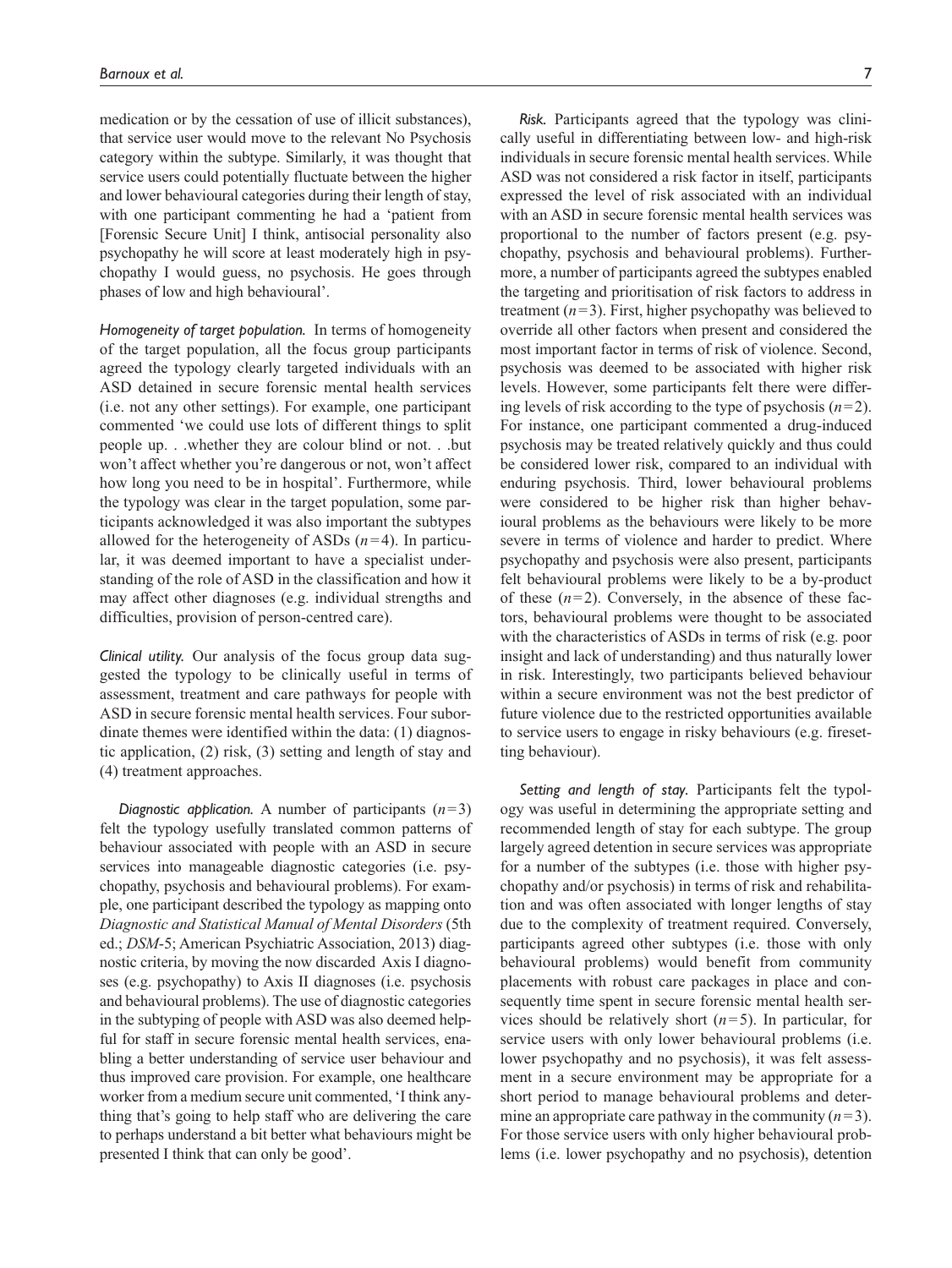medication or by the cessation of use of illicit substances), that service user would move to the relevant No Psychosis category within the subtype. Similarly, it was thought that service users could potentially fluctuate between the higher and lower behavioural categories during their length of stay, with one participant commenting he had a 'patient from [Forensic Secure Unit] I think, antisocial personality also psychopathy he will score at least moderately high in psychopathy I would guess, no psychosis. He goes through phases of low and high behavioural'.

*Homogeneity of target population.* In terms of homogeneity of the target population, all the focus group participants agreed the typology clearly targeted individuals with an ASD detained in secure forensic mental health services (i.e. not any other settings). For example, one participant commented 'we could use lots of different things to split people up. . .whether they are colour blind or not. . .but won't affect whether you're dangerous or not, won't affect how long you need to be in hospital'. Furthermore, while the typology was clear in the target population, some participants acknowledged it was also important the subtypes allowed for the heterogeneity of ASDs ($n=4$). In particular, it was deemed important to have a specialist understanding of the role of ASD in the classification and how it may affect other diagnoses (e.g. individual strengths and difficulties, provision of person-centred care).

*Clinical utility.* Our analysis of the focus group data suggested the typology to be clinically useful in terms of assessment, treatment and care pathways for people with ASD in secure forensic mental health services. Four subordinate themes were identified within the data: (1) diagnostic application, (2) risk, (3) setting and length of stay and (4) treatment approaches.

*Diagnostic application.* A number of participants ($n=3$) felt the typology usefully translated common patterns of behaviour associated with people with an ASD in secure services into manageable diagnostic categories (i.e. psychopathy, psychosis and behavioural problems). For example, one participant described the typology as mapping onto *Diagnostic and Statistical Manual of Mental Disorders* (5th ed.; *DSM*-5; American Psychiatric Association, 2013) diagnostic criteria, by moving the now discarded Axis I diagnoses (e.g. psychopathy) to Axis II diagnoses (i.e. psychosis and behavioural problems). The use of diagnostic categories in the subtyping of people with ASD was also deemed helpful for staff in secure forensic mental health services, enabling a better understanding of service user behaviour and thus improved care provision. For example, one healthcare worker from a medium secure unit commented, 'I think anything that's going to help staff who are delivering the care to perhaps understand a bit better what behaviours might be presented I think that can only be good'.

*Risk.* Participants agreed that the typology was clinically useful in differentiating between low- and high-risk individuals in secure forensic mental health services. While ASD was not considered a risk factor in itself, participants expressed the level of risk associated with an individual with an ASD in secure forensic mental health services was proportional to the number of factors present (e.g. psychopathy, psychosis and behavioural problems). Furthermore, a number of participants agreed the subtypes enabled the targeting and prioritisation of risk factors to address in treatment ($n=3$). First, higher psychopathy was believed to override all other factors when present and considered the most important factor in terms of risk of violence. Second, psychosis was deemed to be associated with higher risk levels. However, some participants felt there were differing levels of risk according to the type of psychosis ($n=2$). For instance, one participant commented a drug-induced psychosis may be treated relatively quickly and thus could be considered lower risk, compared to an individual with enduring psychosis. Third, lower behavioural problems were considered to be higher risk than higher behavioural problems as the behaviours were likely to be more severe in terms of violence and harder to predict. Where psychopathy and psychosis were also present, participants felt behavioural problems were likely to be a by-product of these ($n=2$). Conversely, in the absence of these factors, behavioural problems were thought to be associated with the characteristics of ASDs in terms of risk (e.g. poor insight and lack of understanding) and thus naturally lower in risk. Interestingly, two participants believed behaviour within a secure environment was not the best predictor of future violence due to the restricted opportunities available to service users to engage in risky behaviours (e.g. firesetting behaviour).

*Setting and length of stay.* Participants felt the typology was useful in determining the appropriate setting and recommended length of stay for each subtype. The group largely agreed detention in secure services was appropriate for a number of the subtypes (i.e. those with higher psychopathy and/or psychosis) in terms of risk and rehabilitation and was often associated with longer lengths of stay due to the complexity of treatment required. Conversely, participants agreed other subtypes (i.e. those with only behavioural problems) would benefit from community placements with robust care packages in place and consequently time spent in secure forensic mental health services should be relatively short ($n=5$). In particular, for service users with only lower behavioural problems (i.e. lower psychopathy and no psychosis), it was felt assessment in a secure environment may be appropriate for a short period to manage behavioural problems and determine an appropriate care pathway in the community ($n=3$). For those service users with only higher behavioural problems (i.e. lower psychopathy and no psychosis), detention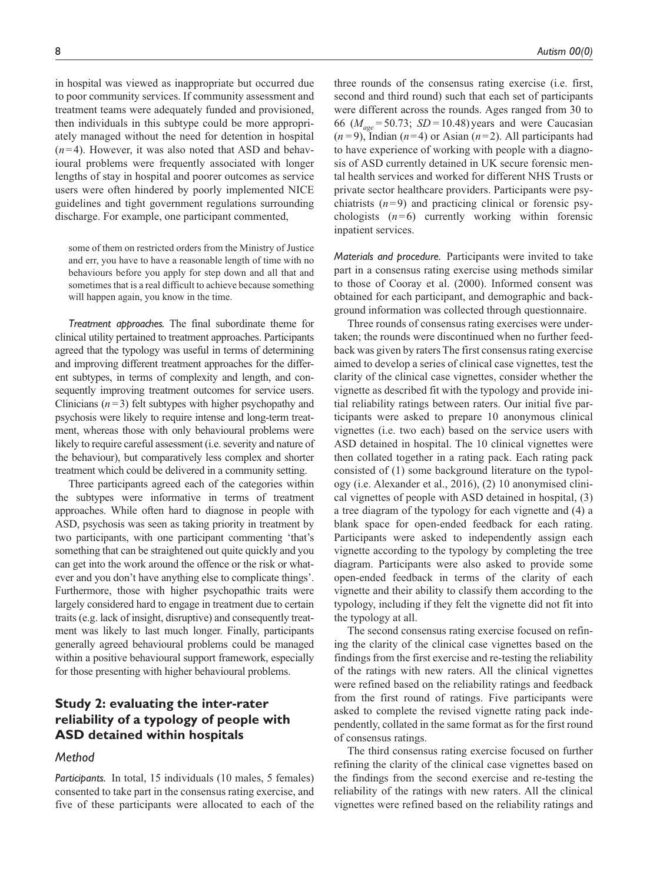in hospital was viewed as inappropriate but occurred due to poor community services. If community assessment and treatment teams were adequately funded and provisioned, then individuals in this subtype could be more appropriately managed without the need for detention in hospital ($n=4$). However, it was also noted that ASD and behavioural problems were frequently associated with longer lengths of stay in hospital and poorer outcomes as service users were often hindered by poorly implemented NICE guidelines and tight government regulations surrounding discharge. For example, one participant commented,

> some of them on restricted orders from the Ministry of Justice and err, you have to have a reasonable length of time with no behaviours before you apply for step down and all that and sometimes that is a real difficult to achieve because something will happen again, you know in the time.

*Treatment approaches.* The final subordinate theme for clinical utility pertained to treatment approaches. Participants agreed that the typology was useful in terms of determining and improving different treatment approaches for the different subtypes, in terms of complexity and length, and consequently improving treatment outcomes for service users. Clinicians ($n=3$) felt subtypes with higher psychopathy and psychosis were likely to require intense and long-term treatment, whereas those with only behavioural problems were likely to require careful assessment (i.e. severity and nature of the behaviour), but comparatively less complex and shorter treatment which could be delivered in a community setting.

Three participants agreed each of the categories within the subtypes were informative in terms of treatment approaches. While often hard to diagnose in people with ASD, psychosis was seen as taking priority in treatment by two participants, with one participant commenting 'that's something that can be straightened out quite quickly and you can get into the work around the offence or the risk or whatever and you don't have anything else to complicate things'. Furthermore, those with higher psychopathic traits were largely considered hard to engage in treatment due to certain traits (e.g. lack of insight, disruptive) and consequently treatment was likely to last much longer. Finally, participants generally agreed behavioural problems could be managed within a positive behavioural support framework, especially for those presenting with higher behavioural problems.

## Study 2: evaluating the inter-rater reliability of a typology of people with ASD detained within hospitals

### Method

*Participants.* In total, 15 individuals (10 males, 5 females) consented to take part in the consensus rating exercise, and five of these participants were allocated to each of the three rounds of the consensus rating exercise (i.e. first, second and third round) such that each set of participants were different across the rounds. Ages ranged from 30 to 66 ($M_{age}=50.73$; $SD=10.48$) years and were Caucasian ($n=9$), Indian ($n=4$) or Asian ($n=2$). All participants had to have experience of working with people with a diagnosis of ASD currently detained in UK secure forensic mental health services and worked for different NHS Trusts or private sector healthcare providers. Participants were psychiatrists ($n=9$) and practicing clinical or forensic psychologists ($n=6$) currently working within forensic inpatient services.

*Materials and procedure.* Participants were invited to take part in a consensus rating exercise using methods similar to those of Cooray et al. (2000). Informed consent was obtained for each participant, and demographic and background information was collected through questionnaire.

Three rounds of consensus rating exercises were undertaken; the rounds were discontinued when no further feedback was given by raters The first consensus rating exercise aimed to develop a series of clinical case vignettes, test the clarity of the clinical case vignettes, consider whether the vignette as described fit with the typology and provide initial reliability ratings between raters. Our initial five participants were asked to prepare 10 anonymous clinical vignettes (i.e. two each) based on the service users with ASD detained in hospital. The 10 clinical vignettes were then collated together in a rating pack. Each rating pack consisted of (1) some background literature on the typology (i.e. Alexander et al., 2016), (2) 10 anonymised clinical vignettes of people with ASD detained in hospital, (3) a tree diagram of the typology for each vignette and (4) a blank space for open-ended feedback for each rating. Participants were asked to independently assign each vignette according to the typology by completing the tree diagram. Participants were also asked to provide some open-ended feedback in terms of the clarity of each vignette and their ability to classify them according to the typology, including if they felt the vignette did not fit into the typology at all.

The second consensus rating exercise focused on refining the clarity of the clinical case vignettes based on the findings from the first exercise and re-testing the reliability of the ratings with new raters. All the clinical vignettes were refined based on the reliability ratings and feedback from the first round of ratings. Five participants were asked to complete the revised vignette rating pack independently, collated in the same format as for the first round of consensus ratings.

The third consensus rating exercise focused on further refining the clarity of the clinical case vignettes based on the findings from the second exercise and re-testing the reliability of the ratings with new raters. All the clinical vignettes were refined based on the reliability ratings and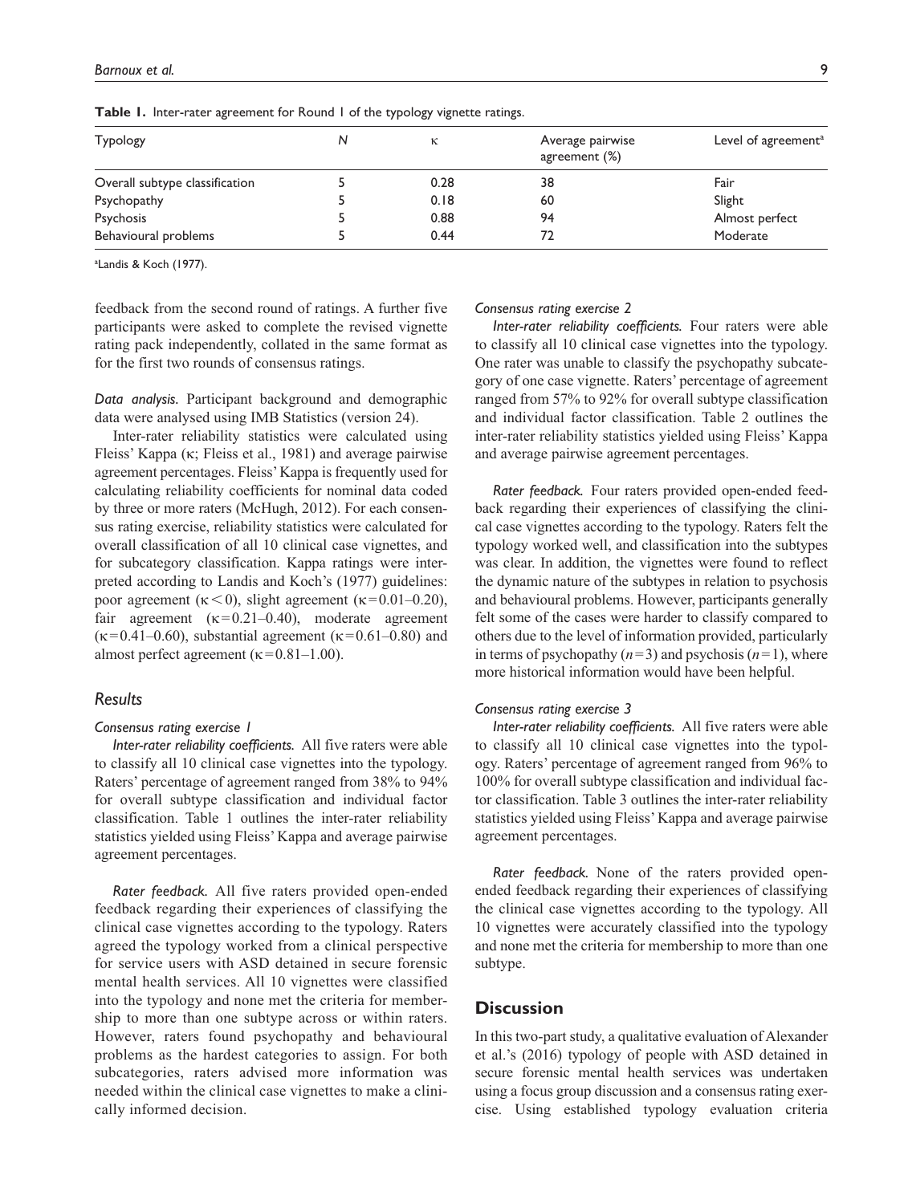**Table 1.** Inter-rater agreement for Round 1 of the typology vignette ratings.

| Typology | N | κ | Average pairwise agreement (%) | Level of agreement[a] |
|---|---|---|---|---|
| Overall subtype classification | 5 | 0.28 | 38 | Fair |
| Psychopathy | 5 | 0.18 | 60 | Slight |
| Psychosis | 5 | 0.88 | 94 | Almost perfect |
| Behavioural problems | 5 | 0.44 | 72 | Moderate |

[a]Landis & Koch (1977).

feedback from the second round of ratings. A further five participants were asked to complete the revised vignette rating pack independently, collated in the same format as for the first two rounds of consensus ratings.

*Data analysis.* Participant background and demographic data were analysed using IMB Statistics (version 24).

Inter-rater reliability statistics were calculated using Fleiss' Kappa (κ; Fleiss et al., 1981) and average pairwise agreement percentages. Fleiss' Kappa is frequently used for calculating reliability coefficients for nominal data coded by three or more raters (McHugh, 2012). For each consensus rating exercise, reliability statistics were calculated for overall classification of all 10 clinical case vignettes, and for subcategory classification. Kappa ratings were interpreted according to Landis and Koch's (1977) guidelines: poor agreement ($\kappa < 0$), slight agreement ($\kappa = 0.01$–$0.20$), fair agreement ($\kappa = 0.21$–$0.40$), moderate agreement ($\kappa = 0.41$–$0.60$), substantial agreement ($\kappa = 0.61$–$0.80$) and almost perfect agreement ($\kappa = 0.81$–$1.00$).

## Results

### Consensus rating exercise 1

*Inter-rater reliability coefficients.* All five raters were able to classify all 10 clinical case vignettes into the typology. Raters' percentage of agreement ranged from 38% to 94% for overall subtype classification and individual factor classification. Table 1 outlines the inter-rater reliability statistics yielded using Fleiss' Kappa and average pairwise agreement percentages.

*Rater feedback.* All five raters provided open-ended feedback regarding their experiences of classifying the clinical case vignettes according to the typology. Raters agreed the typology worked from a clinical perspective for service users with ASD detained in secure forensic mental health services. All 10 vignettes were classified into the typology and none met the criteria for membership to more than one subtype across or within raters. However, raters found psychopathy and behavioural problems as the hardest categories to assign. For both subcategories, raters advised more information was needed within the clinical case vignettes to make a clinically informed decision.

### Consensus rating exercise 2

*Inter-rater reliability coefficients.* Four raters were able to classify all 10 clinical case vignettes into the typology. One rater was unable to classify the psychopathy subcategory of one case vignette. Raters' percentage of agreement ranged from 57% to 92% for overall subtype classification and individual factor classification. Table 2 outlines the inter-rater reliability statistics yielded using Fleiss' Kappa and average pairwise agreement percentages.

*Rater feedback.* Four raters provided open-ended feedback regarding their experiences of classifying the clinical case vignettes according to the typology. Raters felt the typology worked well, and classification into the subtypes was clear. In addition, the vignettes were found to reflect the dynamic nature of the subtypes in relation to psychosis and behavioural problems. However, participants generally felt some of the cases were harder to classify compared to others due to the level of information provided, particularly in terms of psychopathy ($n = 3$) and psychosis ($n = 1$), where more historical information would have been helpful.

### Consensus rating exercise 3

*Inter-rater reliability coefficients.* All five raters were able to classify all 10 clinical case vignettes into the typology. Raters' percentage of agreement ranged from 96% to 100% for overall subtype classification and individual factor classification. Table 3 outlines the inter-rater reliability statistics yielded using Fleiss' Kappa and average pairwise agreement percentages.

*Rater feedback.* None of the raters provided open-ended feedback regarding their experiences of classifying the clinical case vignettes according to the typology. All 10 vignettes were accurately classified into the typology and none met the criteria for membership to more than one subtype.

## Discussion

In this two-part study, a qualitative evaluation of Alexander et al.'s (2016) typology of people with ASD detained in secure forensic mental health services was undertaken using a focus group discussion and a consensus rating exercise. Using established typology evaluation criteria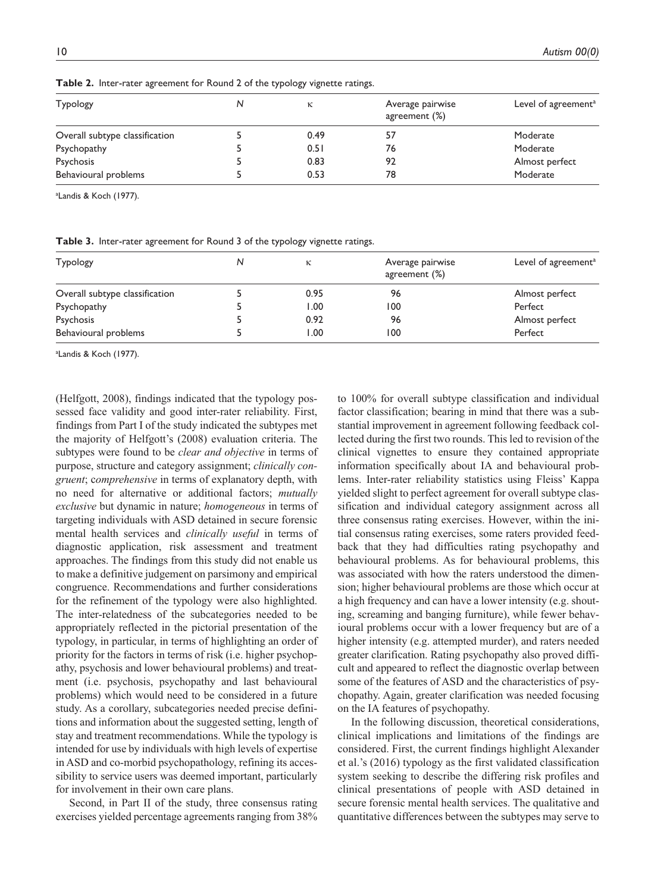**Table 2.** Inter-rater agreement for Round 2 of the typology vignette ratings.

| Typology | N | κ | Average pairwise agreement (%) | Level of agreement[a] |
|---|---|---|---|---|
| Overall subtype classification | 5 | 0.49 | 57 | Moderate |
| Psychopathy | 5 | 0.51 | 76 | Moderate |
| Psychosis | 5 | 0.83 | 92 | Almost perfect |
| Behavioural problems | 5 | 0.53 | 78 | Moderate |

[a]Landis & Koch (1977).

**Table 3.** Inter-rater agreement for Round 3 of the typology vignette ratings.

| Typology | N | κ | Average pairwise agreement (%) | Level of agreement[a] |
|---|---|---|---|---|
| Overall subtype classification | 5 | 0.95 | 96 | Almost perfect |
| Psychopathy | 5 | 1.00 | 100 | Perfect |
| Psychosis | 5 | 0.92 | 96 | Almost perfect |
| Behavioural problems | 5 | 1.00 | 100 | Perfect |

[a]Landis & Koch (1977).

(Helfgott, 2008), findings indicated that the typology possessed face validity and good inter-rater reliability. First, findings from Part I of the study indicated the subtypes met the majority of Helfgott's (2008) evaluation criteria. The subtypes were found to be *clear and objective* in terms of purpose, structure and category assignment; *clinically congruent*; *comprehensive* in terms of explanatory depth, with no need for alternative or additional factors; *mutually exclusive* but dynamic in nature; *homogeneous* in terms of targeting individuals with ASD detained in secure forensic mental health services and *clinically useful* in terms of diagnostic application, risk assessment and treatment approaches. The findings from this study did not enable us to make a definitive judgement on parsimony and empirical congruence. Recommendations and further considerations for the refinement of the typology were also highlighted. The inter-relatedness of the subcategories needed to be appropriately reflected in the pictorial presentation of the typology, in particular, in terms of highlighting an order of priority for the factors in terms of risk (i.e. higher psychopathy, psychosis and lower behavioural problems) and treatment (i.e. psychosis, psychopathy and last behavioural problems) which would need to be considered in a future study. As a corollary, subcategories needed precise definitions and information about the suggested setting, length of stay and treatment recommendations. While the typology is intended for use by individuals with high levels of expertise in ASD and co-morbid psychopathology, refining its accessibility to service users was deemed important, particularly for involvement in their own care plans.

Second, in Part II of the study, three consensus rating exercises yielded percentage agreements ranging from 38% to 100% for overall subtype classification and individual factor classification; bearing in mind that there was a substantial improvement in agreement following feedback collected during the first two rounds. This led to revision of the clinical vignettes to ensure they contained appropriate information specifically about IA and behavioural problems. Inter-rater reliability statistics using Fleiss' Kappa yielded slight to perfect agreement for overall subtype classification and individual category assignment across all three consensus rating exercises. However, within the initial consensus rating exercises, some raters provided feedback that they had difficulties rating psychopathy and behavioural problems. As for behavioural problems, this was associated with how the raters understood the dimension; higher behavioural problems are those which occur at a high frequency and can have a lower intensity (e.g. shouting, screaming and banging furniture), while fewer behavioural problems occur with a lower frequency but are of a higher intensity (e.g. attempted murder), and raters needed greater clarification. Rating psychopathy also proved difficult and appeared to reflect the diagnostic overlap between some of the features of ASD and the characteristics of psychopathy. Again, greater clarification was needed focusing on the IA features of psychopathy.

In the following discussion, theoretical considerations, clinical implications and limitations of the findings are considered. First, the current findings highlight Alexander et al.'s (2016) typology as the first validated classification system seeking to describe the differing risk profiles and clinical presentations of people with ASD detained in secure forensic mental health services. The qualitative and quantitative differences between the subtypes may serve to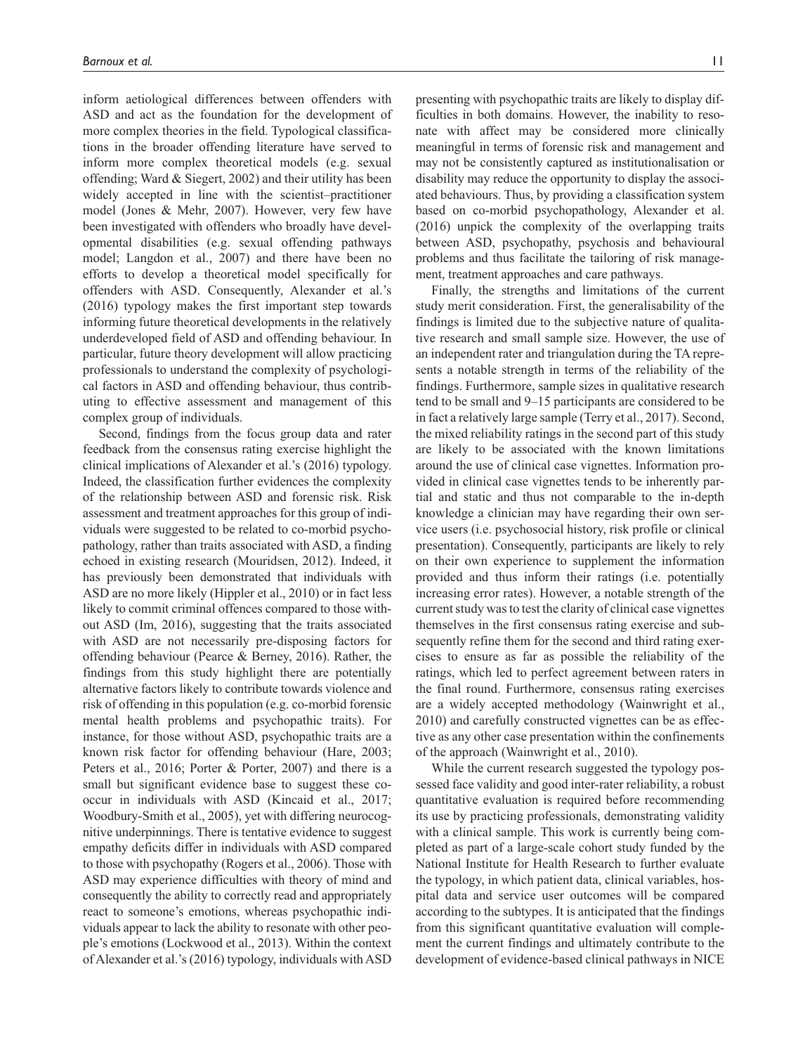inform aetiological differences between offenders with ASD and act as the foundation for the development of more complex theories in the field. Typological classifications in the broader offending literature have served to inform more complex theoretical models (e.g. sexual offending; Ward & Siegert, 2002) and their utility has been widely accepted in line with the scientist–practitioner model (Jones & Mehr, 2007). However, very few have been investigated with offenders who broadly have developmental disabilities (e.g. sexual offending pathways model; Langdon et al., 2007) and there have been no efforts to develop a theoretical model specifically for offenders with ASD. Consequently, Alexander et al.'s (2016) typology makes the first important step towards informing future theoretical developments in the relatively underdeveloped field of ASD and offending behaviour. In particular, future theory development will allow practicing professionals to understand the complexity of psychological factors in ASD and offending behaviour, thus contributing to effective assessment and management of this complex group of individuals.

Second, findings from the focus group data and rater feedback from the consensus rating exercise highlight the clinical implications of Alexander et al.'s (2016) typology. Indeed, the classification further evidences the complexity of the relationship between ASD and forensic risk. Risk assessment and treatment approaches for this group of individuals were suggested to be related to co-morbid psychopathology, rather than traits associated with ASD, a finding echoed in existing research (Mouridsen, 2012). Indeed, it has previously been demonstrated that individuals with ASD are no more likely (Hippler et al., 2010) or in fact less likely to commit criminal offences compared to those without ASD (Im, 2016), suggesting that the traits associated with ASD are not necessarily pre-disposing factors for offending behaviour (Pearce & Berney, 2016). Rather, the findings from this study highlight there are potentially alternative factors likely to contribute towards violence and risk of offending in this population (e.g. co-morbid forensic mental health problems and psychopathic traits). For instance, for those without ASD, psychopathic traits are a known risk factor for offending behaviour (Hare, 2003; Peters et al., 2016; Porter & Porter, 2007) and there is a small but significant evidence base to suggest these co-occur in individuals with ASD (Kincaid et al., 2017; Woodbury-Smith et al., 2005), yet with differing neurocognitive underpinnings. There is tentative evidence to suggest empathy deficits differ in individuals with ASD compared to those with psychopathy (Rogers et al., 2006). Those with ASD may experience difficulties with theory of mind and consequently the ability to correctly read and appropriately react to someone's emotions, whereas psychopathic individuals appear to lack the ability to resonate with other people's emotions (Lockwood et al., 2013). Within the context of Alexander et al.'s (2016) typology, individuals with ASD presenting with psychopathic traits are likely to display difficulties in both domains. However, the inability to resonate with affect may be considered more clinically meaningful in terms of forensic risk and management and may not be consistently captured as institutionalisation or disability may reduce the opportunity to display the associated behaviours. Thus, by providing a classification system based on co-morbid psychopathology, Alexander et al. (2016) unpick the complexity of the overlapping traits between ASD, psychopathy, psychosis and behavioural problems and thus facilitate the tailoring of risk management, treatment approaches and care pathways.

Finally, the strengths and limitations of the current study merit consideration. First, the generalisability of the findings is limited due to the subjective nature of qualitative research and small sample size. However, the use of an independent rater and triangulation during the TA represents a notable strength in terms of the reliability of the findings. Furthermore, sample sizes in qualitative research tend to be small and 9–15 participants are considered to be in fact a relatively large sample (Terry et al., 2017). Second, the mixed reliability ratings in the second part of this study are likely to be associated with the known limitations around the use of clinical case vignettes. Information provided in clinical case vignettes tends to be inherently partial and static and thus not comparable to the in-depth knowledge a clinician may have regarding their own service users (i.e. psychosocial history, risk profile or clinical presentation). Consequently, participants are likely to rely on their own experience to supplement the information provided and thus inform their ratings (i.e. potentially increasing error rates). However, a notable strength of the current study was to test the clarity of clinical case vignettes themselves in the first consensus rating exercise and subsequently refine them for the second and third rating exercises to ensure as far as possible the reliability of the ratings, which led to perfect agreement between raters in the final round. Furthermore, consensus rating exercises are a widely accepted methodology (Wainwright et al., 2010) and carefully constructed vignettes can be as effective as any other case presentation within the confinements of the approach (Wainwright et al., 2010).

While the current research suggested the typology possessed face validity and good inter-rater reliability, a robust quantitative evaluation is required before recommending its use by practicing professionals, demonstrating validity with a clinical sample. This work is currently being completed as part of a large-scale cohort study funded by the National Institute for Health Research to further evaluate the typology, in which patient data, clinical variables, hospital data and service user outcomes will be compared according to the subtypes. It is anticipated that the findings from this significant quantitative evaluation will complement the current findings and ultimately contribute to the development of evidence-based clinical pathways in NICE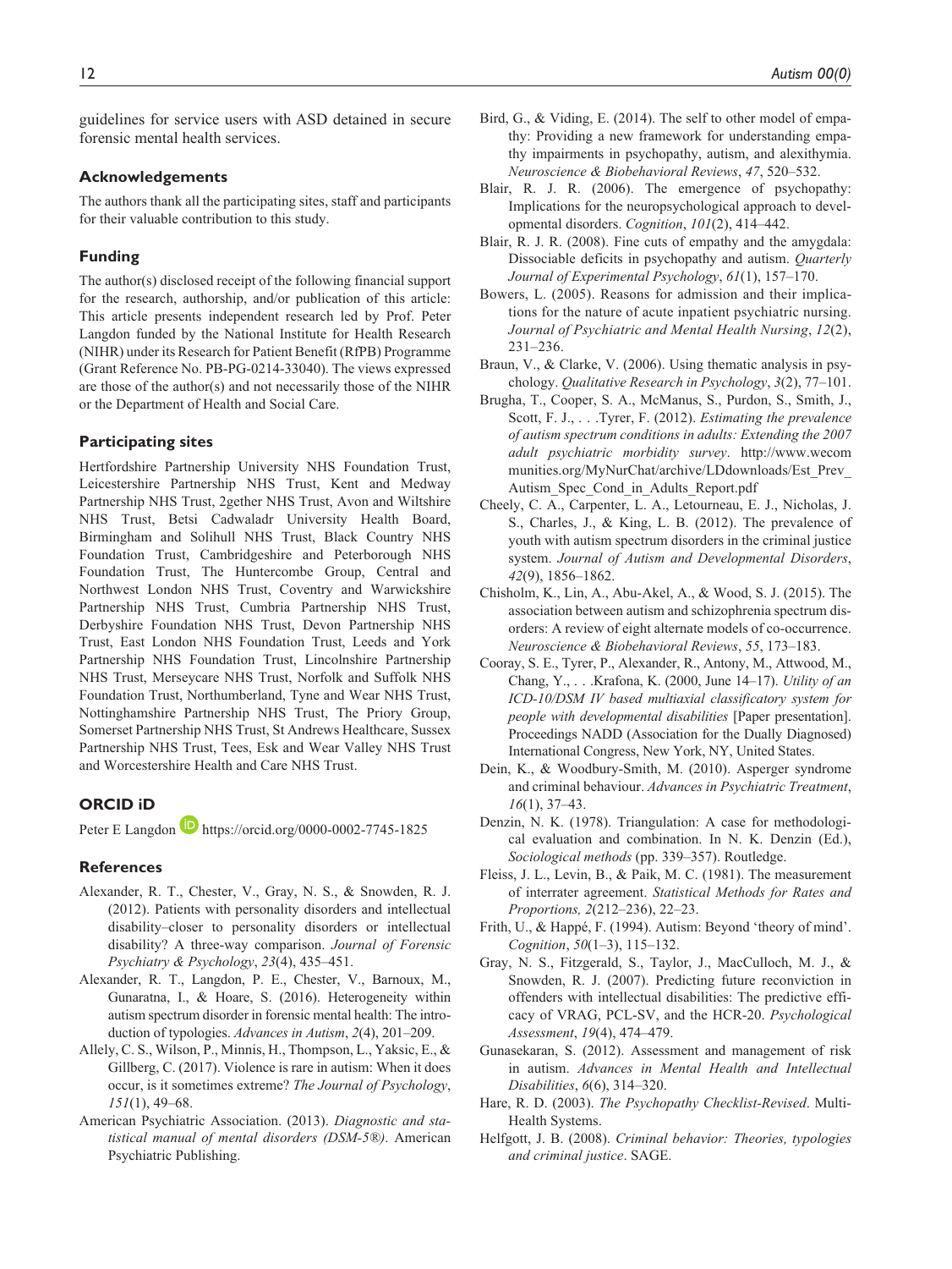guidelines for service users with ASD detained in secure forensic mental health services.

### Acknowledgements

The authors thank all the participating sites, staff and participants for their valuable contribution to this study.

### Funding

The author(s) disclosed receipt of the following financial support for the research, authorship, and/or publication of this article: This article presents independent research led by Prof. Peter Langdon funded by the National Institute for Health Research (NIHR) under its Research for Patient Benefit (RfPB) Programme (Grant Reference No. PB-PG-0214-33040). The views expressed are those of the author(s) and not necessarily those of the NIHR or the Department of Health and Social Care.

### Participating sites

Hertfordshire Partnership University NHS Foundation Trust, Leicestershire Partnership NHS Trust, Kent and Medway Partnership NHS Trust, 2gether NHS Trust, Avon and Wiltshire NHS Trust, Betsi Cadwaladr University Health Board, Birmingham and Solihull NHS Trust, Black Country NHS Foundation Trust, Cambridgeshire and Peterborough NHS Foundation Trust, The Huntercombe Group, Central and Northwest London NHS Trust, Coventry and Warwickshire Partnership NHS Trust, Cumbria Partnership NHS Trust, Derbyshire Foundation NHS Trust, Devon Partnership NHS Trust, East London NHS Foundation Trust, Leeds and York Partnership NHS Foundation Trust, Lincolnshire Partnership NHS Trust, Merseycare NHS Trust, Norfolk and Suffolk NHS Foundation Trust, Northumberland, Tyne and Wear NHS Trust, Nottinghamshire Partnership NHS Trust, The Priory Group, Somerset Partnership NHS Trust, St Andrews Healthcare, Sussex Partnership NHS Trust, Tees, Esk and Wear Valley NHS Trust and Worcestershire Health and Care NHS Trust.

### ORCID iD

Peter E Langdon https://orcid.org/0000-0002-7745-1825

### References

Alexander, R. T., Chester, V., Gray, N. S., & Snowden, R. J. (2012). Patients with personality disorders and intellectual disability–closer to personality disorders or intellectual disability? A three-way comparison. *Journal of Forensic Psychiatry & Psychology*, *23*(4), 435–451.

Alexander, R. T., Langdon, P. E., Chester, V., Barnoux, M., Gunaratna, I., & Hoare, S. (2016). Heterogeneity within autism spectrum disorder in forensic mental health: The introduction of typologies. *Advances in Autism*, *2*(4), 201–209.

Allely, C. S., Wilson, P., Minnis, H., Thompson, L., Yaksic, E., & Gillberg, C. (2017). Violence is rare in autism: When it does occur, is it sometimes extreme? *The Journal of Psychology*, *151*(1), 49–68.

American Psychiatric Association. (2013). *Diagnostic and statistical manual of mental disorders (DSM-5®)*. American Psychiatric Publishing.

Bird, G., & Viding, E. (2014). The self to other model of empathy: Providing a new framework for understanding empathy impairments in psychopathy, autism, and alexithymia. *Neuroscience & Biobehavioral Reviews*, *47*, 520–532.

Blair, R. J. R. (2006). The emergence of psychopathy: Implications for the neuropsychological approach to developmental disorders. *Cognition*, *101*(2), 414–442.

Blair, R. J. R. (2008). Fine cuts of empathy and the amygdala: Dissociable deficits in psychopathy and autism. *Quarterly Journal of Experimental Psychology*, *61*(1), 157–170.

Bowers, L. (2005). Reasons for admission and their implications for the nature of acute inpatient psychiatric nursing. *Journal of Psychiatric and Mental Health Nursing*, *12*(2), 231–236.

Braun, V., & Clarke, V. (2006). Using thematic analysis in psychology. *Qualitative Research in Psychology*, *3*(2), 77–101.

Brugha, T., Cooper, S. A., McManus, S., Purdon, S., Smith, J., Scott, F. J., . . .Tyrer, F. (2012). *Estimating the prevalence of autism spectrum conditions in adults: Extending the 2007 adult psychiatric morbidity survey*. http://www.wecommunities.org/MyNurChat/archive/LDdownloads/Est_Prev_Autism_Spec_Cond_in_Adults_Report.pdf

Cheely, C. A., Carpenter, L. A., Letourneau, E. J., Nicholas, J. S., Charles, J., & King, L. B. (2012). The prevalence of youth with autism spectrum disorders in the criminal justice system. *Journal of Autism and Developmental Disorders*, *42*(9), 1856–1862.

Chisholm, K., Lin, A., Abu-Akel, A., & Wood, S. J. (2015). The association between autism and schizophrenia spectrum disorders: A review of eight alternate models of co-occurrence. *Neuroscience & Biobehavioral Reviews*, *55*, 173–183.

Cooray, S. E., Tyrer, P., Alexander, R., Antony, M., Attwood, M., Chang, Y., . . .Krafona, K. (2000, June 14–17). *Utility of an ICD-10/DSM IV based multiaxial classificatory system for people with developmental disabilities* [Paper presentation]. Proceedings NADD (Association for the Dually Diagnosed) International Congress, New York, NY, United States.

Dein, K., & Woodbury-Smith, M. (2010). Asperger syndrome and criminal behaviour. *Advances in Psychiatric Treatment*, *16*(1), 37–43.

Denzin, N. K. (1978). Triangulation: A case for methodological evaluation and combination. In N. K. Denzin (Ed.), *Sociological methods* (pp. 339–357). Routledge.

Fleiss, J. L., Levin, B., & Paik, M. C. (1981). The measurement of interrater agreement. *Statistical Methods for Rates and Proportions, 2*(212–236), 22–23.

Frith, U., & Happé, F. (1994). Autism: Beyond 'theory of mind'. *Cognition*, *50*(1–3), 115–132.

Gray, N. S., Fitzgerald, S., Taylor, J., MacCulloch, M. J., & Snowden, R. J. (2007). Predicting future reconviction in offenders with intellectual disabilities: The predictive efficacy of VRAG, PCL-SV, and the HCR-20. *Psychological Assessment*, *19*(4), 474–479.

Gunasekaran, S. (2012). Assessment and management of risk in autism. *Advances in Mental Health and Intellectual Disabilities*, *6*(6), 314–320.

Hare, R. D. (2003). *The Psychopathy Checklist-Revised*. Multi-Health Systems.

Helfgott, J. B. (2008). *Criminal behavior: Theories, typologies and criminal justice*. SAGE.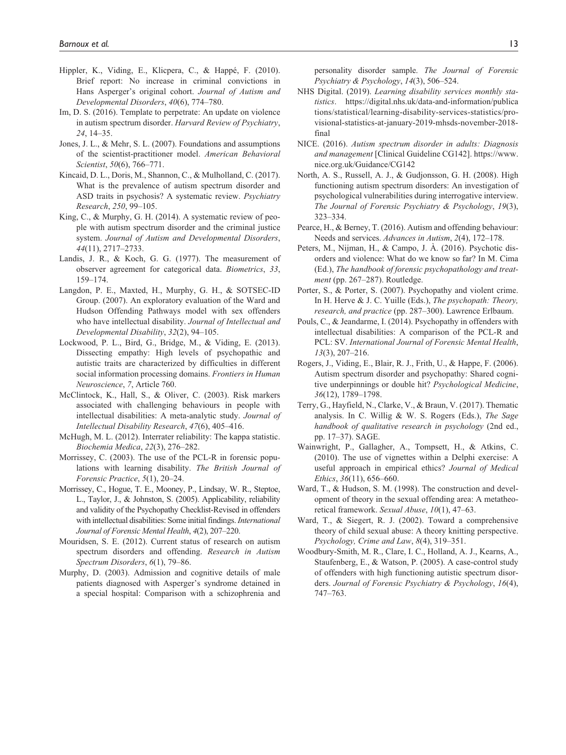Hippler, K., Viding, E., Klicpera, C., & Happé, F. (2010). Brief report: No increase in criminal convictions in Hans Asperger's original cohort. *Journal of Autism and Developmental Disorders*, *40*(6), 774–780.

Im, D. S. (2016). Template to perpetrate: An update on violence in autism spectrum disorder. *Harvard Review of Psychiatry*, *24*, 14–35.

Jones, J. L., & Mehr, S. L. (2007). Foundations and assumptions of the scientist-practitioner model. *American Behavioral Scientist*, *50*(6), 766–771.

Kincaid, D. L., Doris, M., Shannon, C., & Mulholland, C. (2017). What is the prevalence of autism spectrum disorder and ASD traits in psychosis? A systematic review. *Psychiatry Research*, *250*, 99–105.

King, C., & Murphy, G. H. (2014). A systematic review of people with autism spectrum disorder and the criminal justice system. *Journal of Autism and Developmental Disorders*, *44*(11), 2717–2733.

Landis, J. R., & Koch, G. G. (1977). The measurement of observer agreement for categorical data. *Biometrics*, *33*, 159–174.

Langdon, P. E., Maxted, H., Murphy, G. H., & SOTSEC-ID Group. (2007). An exploratory evaluation of the Ward and Hudson Offending Pathways model with sex offenders who have intellectual disability. *Journal of Intellectual and Developmental Disability*, *32*(2), 94–105.

Lockwood, P. L., Bird, G., Bridge, M., & Viding, E. (2013). Dissecting empathy: High levels of psychopathic and autistic traits are characterized by difficulties in different social information processing domains. *Frontiers in Human Neuroscience*, *7*, Article 760.

McClintock, K., Hall, S., & Oliver, C. (2003). Risk markers associated with challenging behaviours in people with intellectual disabilities: A meta-analytic study. *Journal of Intellectual Disability Research*, *47*(6), 405–416.

McHugh, M. L. (2012). Interrater reliability: The kappa statistic. *Biochemia Medica*, *22*(3), 276–282.

Morrissey, C. (2003). The use of the PCL-R in forensic populations with learning disability. *The British Journal of Forensic Practice*, *5*(1), 20–24.

Morrissey, C., Hogue, T. E., Mooney, P., Lindsay, W. R., Steptoe, L., Taylor, J., & Johnston, S. (2005). Applicability, reliability and validity of the Psychopathy Checklist-Revised in offenders with intellectual disabilities: Some initial findings. *International Journal of Forensic Mental Health*, *4*(2), 207–220.

Mouridsen, S. E. (2012). Current status of research on autism spectrum disorders and offending. *Research in Autism Spectrum Disorders*, *6*(1), 79–86.

Murphy, D. (2003). Admission and cognitive details of male patients diagnosed with Asperger's syndrome detained in a special hospital: Comparison with a schizophrenia and personality disorder sample. *The Journal of Forensic Psychiatry & Psychology*, *14*(3), 506–524.

NHS Digital. (2019). *Learning disability services monthly statistics*. https://digital.nhs.uk/data-and-information/publications/statistical/learning-disability-services-statistics/provisional-statistics-at-january-2019-mhsds-november-2018-final

NICE. (2016). *Autism spectrum disorder in adults: Diagnosis and management* [Clinical Guideline CG142]. https://www.nice.org.uk/Guidance/CG142

North, A. S., Russell, A. J., & Gudjonsson, G. H. (2008). High functioning autism spectrum disorders: An investigation of psychological vulnerabilities during interrogative interview. *The Journal of Forensic Psychiatry & Psychology*, *19*(3), 323–334.

Pearce, H., & Berney, T. (2016). Autism and offending behaviour: Needs and services. *Advances in Autism*, *2*(4), 172–178.

Peters, M., Nijman, H., & Campo, J. À. (2016). Psychotic disorders and violence: What do we know so far? In M. Cima (Ed.), *The handbook of forensic psychopathology and treatment* (pp. 267–287). Routledge.

Porter, S., & Porter, S. (2007). Psychopathy and violent crime. In H. Herve & J. C. Yuille (Eds.), *The psychopath: Theory, research, and practice* (pp. 287–300). Lawrence Erlbaum.

Pouls, C., & Jeandarme, I. (2014). Psychopathy in offenders with intellectual disabilities: A comparison of the PCL-R and PCL: SV. *International Journal of Forensic Mental Health*, *13*(3), 207–216.

Rogers, J., Viding, E., Blair, R. J., Frith, U., & Happe, F. (2006). Autism spectrum disorder and psychopathy: Shared cognitive underpinnings or double hit? *Psychological Medicine*, *36*(12), 1789–1798.

Terry, G., Hayfield, N., Clarke, V., & Braun, V. (2017). Thematic analysis. In C. Willig & W. S. Rogers (Eds.), *The Sage handbook of qualitative research in psychology* (2nd ed., pp. 17–37). SAGE.

Wainwright, P., Gallagher, A., Tompsett, H., & Atkins, C. (2010). The use of vignettes within a Delphi exercise: A useful approach in empirical ethics? *Journal of Medical Ethics*, *36*(11), 656–660.

Ward, T., & Hudson, S. M. (1998). The construction and development of theory in the sexual offending area: A metatheoretical framework. *Sexual Abuse*, *10*(1), 47–63.

Ward, T., & Siegert, R. J. (2002). Toward a comprehensive theory of child sexual abuse: A theory knitting perspective. *Psychology, Crime and Law*, *8*(4), 319–351.

Woodbury-Smith, M. R., Clare, I. C., Holland, A. J., Kearns, A., Staufenberg, E., & Watson, P. (2005). A case-control study of offenders with high functioning autistic spectrum disorders. *Journal of Forensic Psychiatry & Psychology*, *16*(4), 747–763.